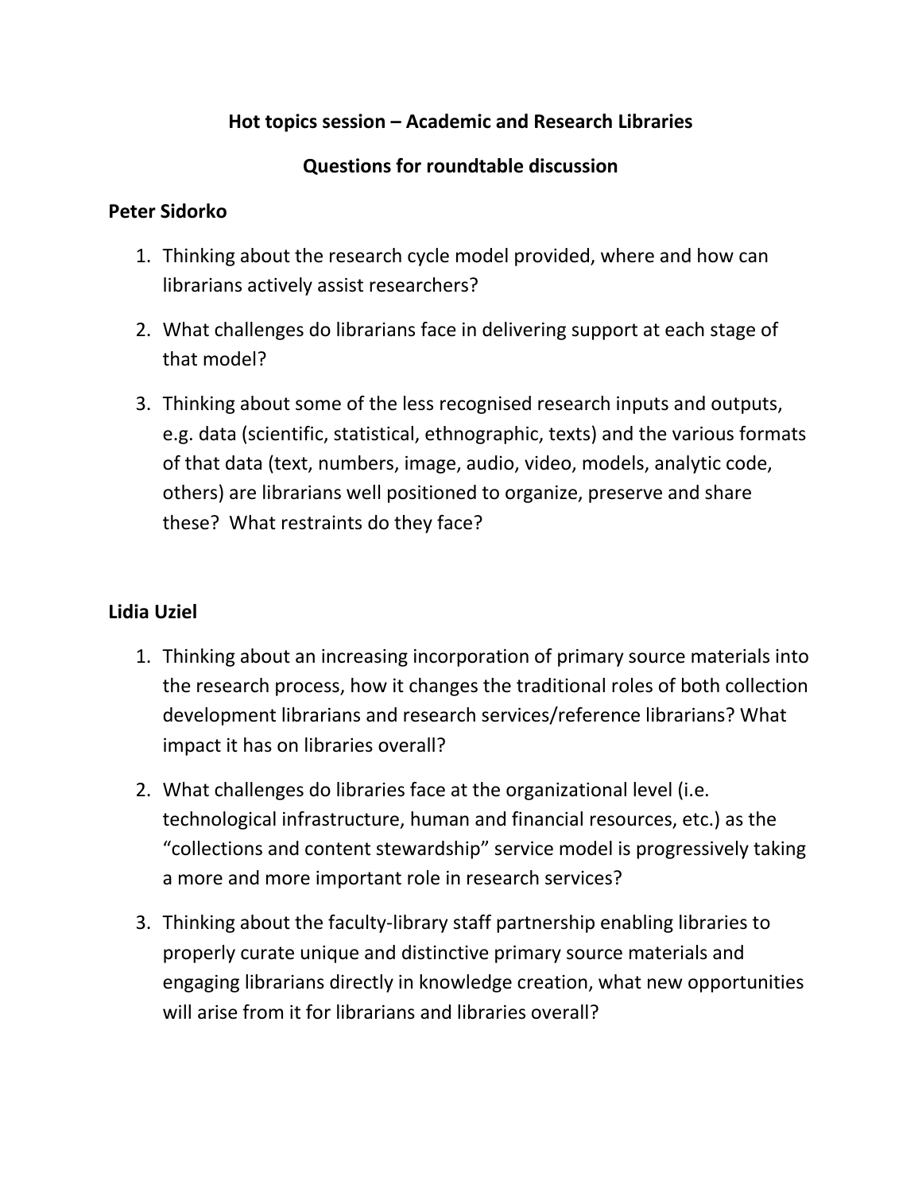# Hot topics session – Academic and Research Libraries

## Questions for roundtable discussion

### Peter Sidorko

1. Thinking about the research cycle model provided, where and how can librarians actively assist researchers?
2. What challenges do librarians face in delivering support at each stage of that model?
3. Thinking about some of the less recognised research inputs and outputs, e.g. data (scientific, statistical, ethnographic, texts) and the various formats of that data (text, numbers, image, audio, video, models, analytic code, others) are librarians well positioned to organize, preserve and share these? What restraints do they face?

### Lidia Uziel

1. Thinking about an increasing incorporation of primary source materials into the research process, how it changes the traditional roles of both collection development librarians and research services/reference librarians? What impact it has on libraries overall?
2. What challenges do libraries face at the organizational level (i.e. technological infrastructure, human and financial resources, etc.) as the "collections and content stewardship" service model is progressively taking a more and more important role in research services?
3. Thinking about the faculty-library staff partnership enabling libraries to properly curate unique and distinctive primary source materials and engaging librarians directly in knowledge creation, what new opportunities will arise from it for librarians and libraries overall?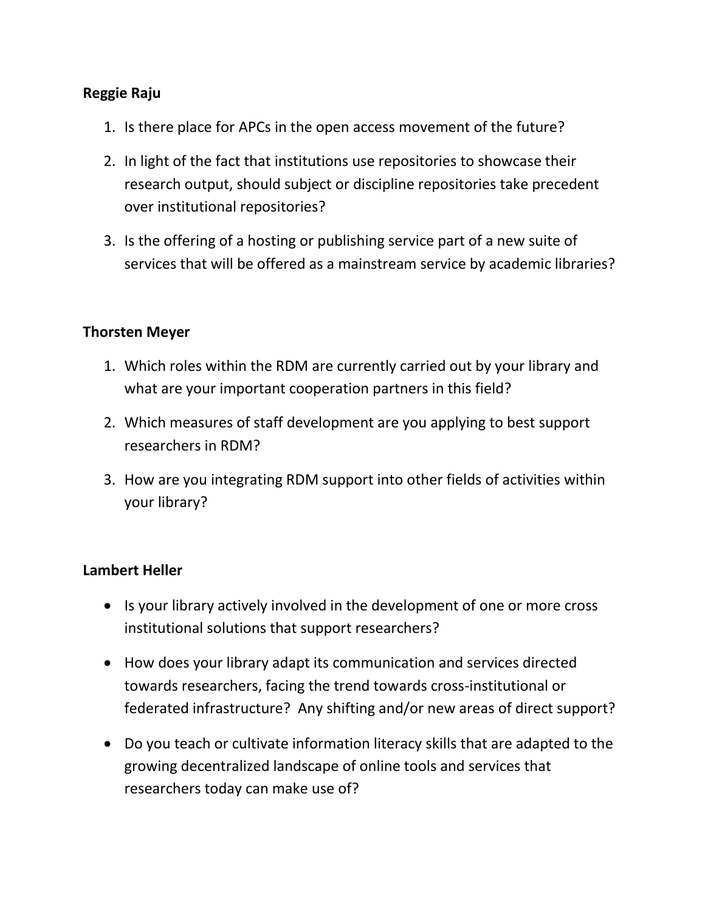**Reggie Raju**

1. Is there place for APCs in the open access movement of the future?
2. In light of the fact that institutions use repositories to showcase their research output, should subject or discipline repositories take precedent over institutional repositories?
3. Is the offering of a hosting or publishing service part of a new suite of services that will be offered as a mainstream service by academic libraries?

**Thorsten Meyer**

1. Which roles within the RDM are currently carried out by your library and what are your important cooperation partners in this field?
2. Which measures of staff development are you applying to best support researchers in RDM?
3. How are you integrating RDM support into other fields of activities within your library?

**Lambert Heller**

- Is your library actively involved in the development of one or more cross institutional solutions that support researchers?
- How does your library adapt its communication and services directed towards researchers, facing the trend towards cross-institutional or federated infrastructure? Any shifting and/or new areas of direct support?
- Do you teach or cultivate information literacy skills that are adapted to the growing decentralized landscape of online tools and services that researchers today can make use of?